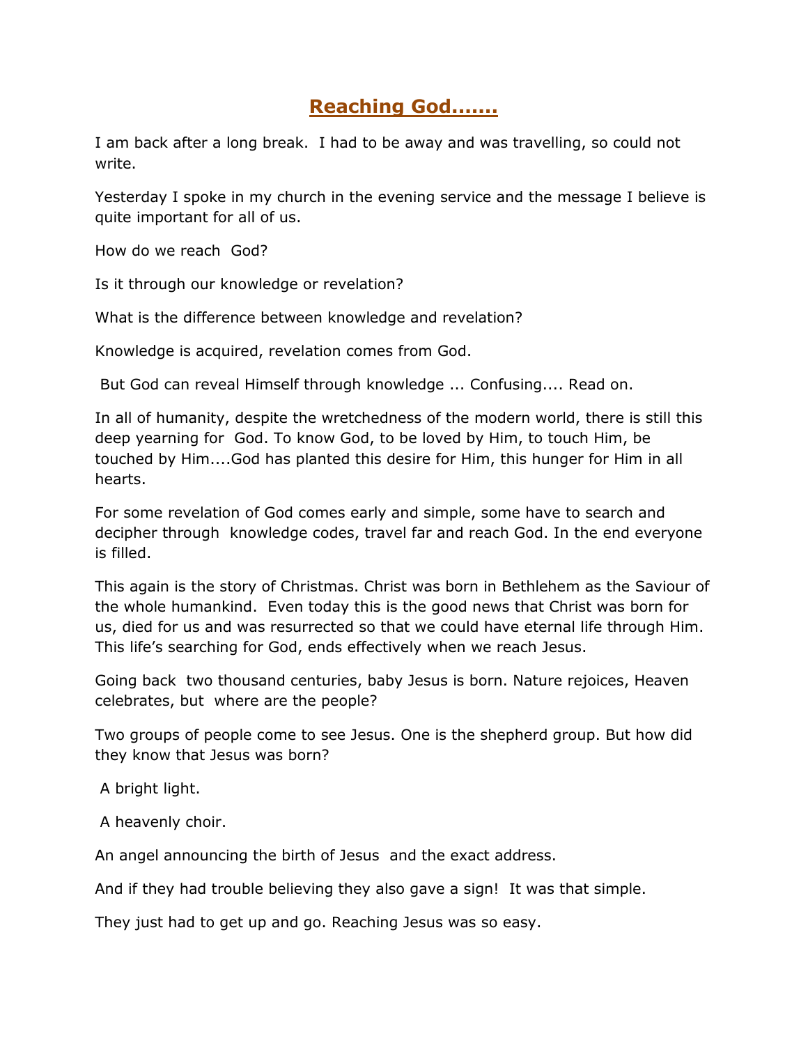# **Reaching God.......**

I am back after a long break. I had to be away and was travelling, so could not write.

Yesterday I spoke in my church in the evening service and the message I believe is quite important for all of us.

How do we reach God?

Is it through our knowledge or revelation?

What is the difference between knowledge and revelation?

Knowledge is acquired, revelation comes from God.

But God can reveal Himself through knowledge ... Confusing.... Read on.

In all of humanity, despite the wretchedness of the modern world, there is still this deep yearning for God. To know God, to be loved by Him, to touch Him, be touched by Him....God has planted this desire for Him, this hunger for Him in all hearts.

For some revelation of God comes early and simple, some have to search and decipher through knowledge codes, travel far and reach God. In the end everyone is filled.

This again is the story of Christmas. Christ was born in Bethlehem as the Saviour of the whole humankind. Even today this is the good news that Christ was born for us, died for us and was resurrected so that we could have eternal life through Him. This life's searching for God, ends effectively when we reach Jesus.

Going back two thousand centuries, baby Jesus is born. Nature rejoices, Heaven celebrates, but where are the people?

Two groups of people come to see Jesus. One is the shepherd group. But how did they know that Jesus was born?

A bright light.

A heavenly choir.

An angel announcing the birth of Jesus and the exact address.

And if they had trouble believing they also gave a sign! It was that simple.

They just had to get up and go. Reaching Jesus was so easy.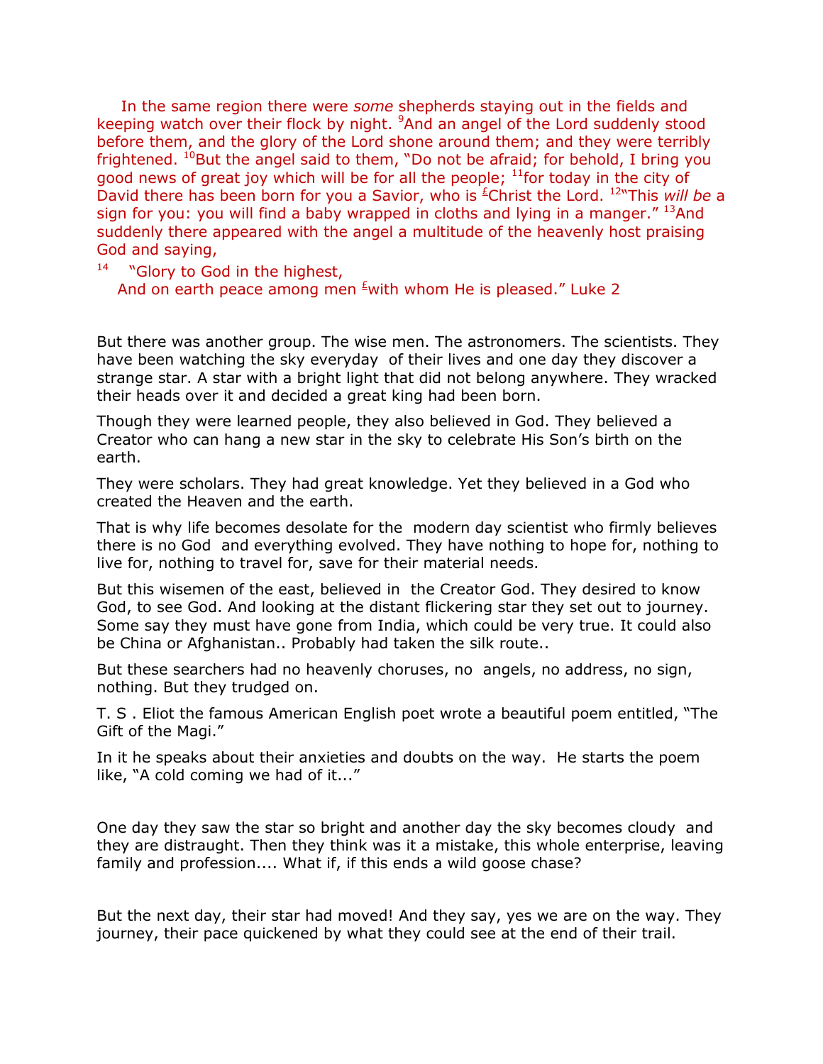In the same region there were *some* shepherds staying out in the fields and keeping watch over their flock by night. [9]And an angel of the Lord suddenly stood before them, and the glory of the Lord shone around them; and they were terribly frightened. [10]But the angel said to them, "Do not be afraid; for behold, I bring you good news of great joy which will be for all the people; [11]for today in the city of David there has been born for you a Savior, who is [£]Christ the Lord. [12]"This *will be* a sign for you: you will find a baby wrapped in cloths and lying in a manger." [13]And suddenly there appeared with the angel a multitude of the heavenly host praising God and saying,

[14] "Glory to God in the highest,
And on earth peace among men [£]with whom He is pleased." Luke 2

But there was another group. The wise men. The astronomers. The scientists. They have been watching the sky everyday of their lives and one day they discover a strange star. A star with a bright light that did not belong anywhere. They wracked their heads over it and decided a great king had been born.

Though they were learned people, they also believed in God. They believed a Creator who can hang a new star in the sky to celebrate His Son's birth on the earth.

They were scholars. They had great knowledge. Yet they believed in a God who created the Heaven and the earth.

That is why life becomes desolate for the modern day scientist who firmly believes there is no God and everything evolved. They have nothing to hope for, nothing to live for, nothing to travel for, save for their material needs.

But this wisemen of the east, believed in the Creator God. They desired to know God, to see God. And looking at the distant flickering star they set out to journey. Some say they must have gone from India, which could be very true. It could also be China or Afghanistan.. Probably had taken the silk route..

But these searchers had no heavenly choruses, no angels, no address, no sign, nothing. But they trudged on.

T. S . Eliot the famous American English poet wrote a beautiful poem entitled, "The Gift of the Magi."

In it he speaks about their anxieties and doubts on the way. He starts the poem like, "A cold coming we had of it..."

One day they saw the star so bright and another day the sky becomes cloudy and they are distraught. Then they think was it a mistake, this whole enterprise, leaving family and profession.... What if, if this ends a wild goose chase?

But the next day, their star had moved! And they say, yes we are on the way. They journey, their pace quickened by what they could see at the end of their trail.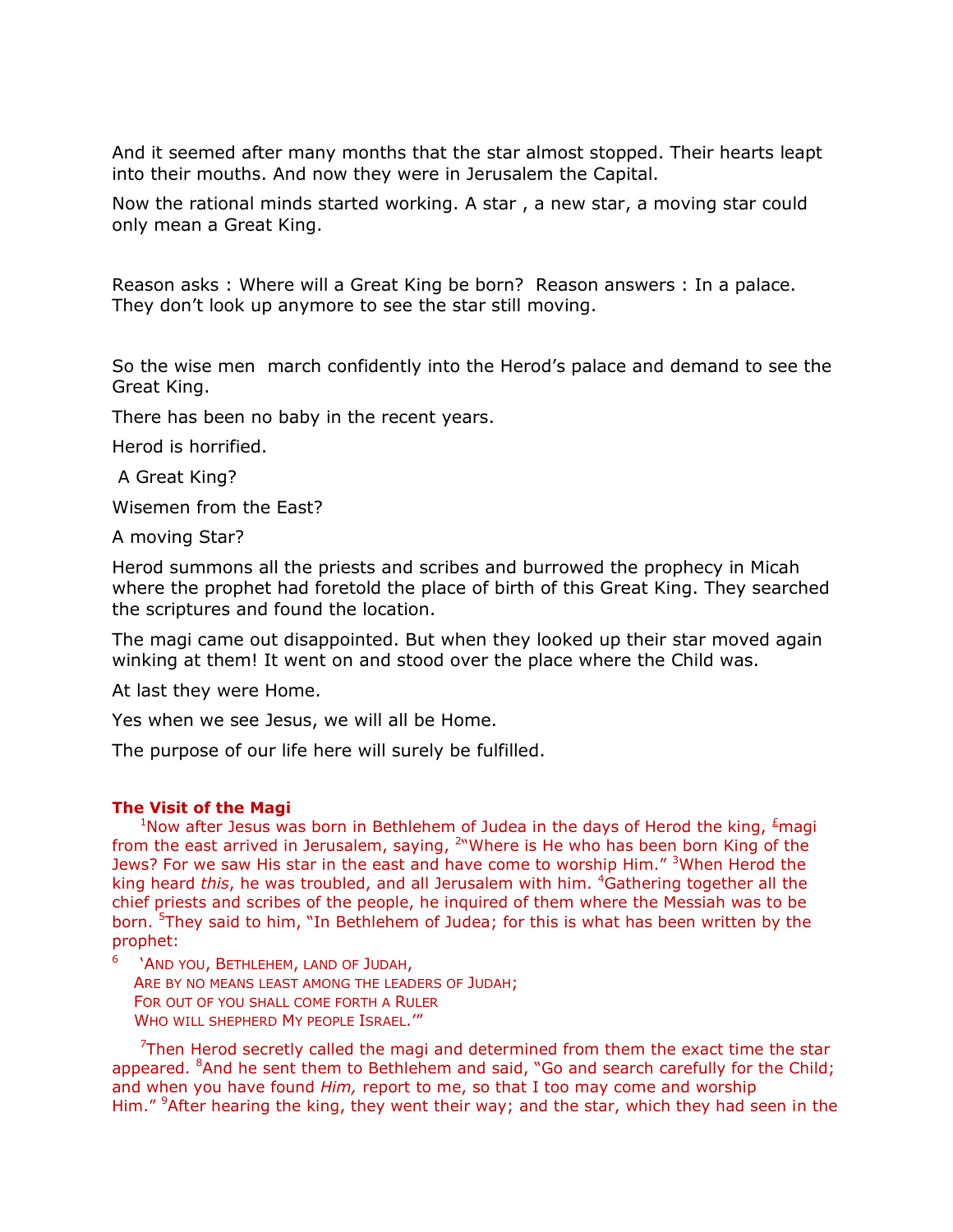And it seemed after many months that the star almost stopped. Their hearts leapt into their mouths. And now they were in Jerusalem the Capital.

Now the rational minds started working. A star , a new star, a moving star could only mean a Great King.

Reason asks : Where will a Great King be born? Reason answers : In a palace. They don't look up anymore to see the star still moving.

So the wise men march confidently into the Herod's palace and demand to see the Great King.

There has been no baby in the recent years.

Herod is horrified.

A Great King?

Wisemen from the East?

A moving Star?

Herod summons all the priests and scribes and burrowed the prophecy in Micah where the prophet had foretold the place of birth of this Great King. They searched the scriptures and found the location.

The magi came out disappointed. But when they looked up their star moved again winking at them! It went on and stood over the place where the Child was.

At last they were Home.

Yes when we see Jesus, we will all be Home.

The purpose of our life here will surely be fulfilled.

**The Visit of the Magi**

[1]Now after Jesus was born in Bethlehem of Judea in the days of Herod the king, [£]magi from the east arrived in Jerusalem, saying, [2]"Where is He who has been born King of the Jews? For we saw His star in the east and have come to worship Him." [3]When Herod the king heard *this*, he was troubled, and all Jerusalem with him. [4]Gathering together all the chief priests and scribes of the people, he inquired of them where the Messiah was to be born. [5]They said to him, "In Bethlehem of Judea; for this is what has been written by the prophet:

[6] 'AND YOU, BETHLEHEM, LAND OF JUDAH,
ARE BY NO MEANS LEAST AMONG THE LEADERS OF JUDAH;
FOR OUT OF YOU SHALL COME FORTH A RULER
WHO WILL SHEPHERD MY PEOPLE ISRAEL.'"

[7]Then Herod secretly called the magi and determined from them the exact time the star appeared. [8]And he sent them to Bethlehem and said, "Go and search carefully for the Child; and when you have found *Him,* report to me, so that I too may come and worship Him." [9]After hearing the king, they went their way; and the star, which they had seen in the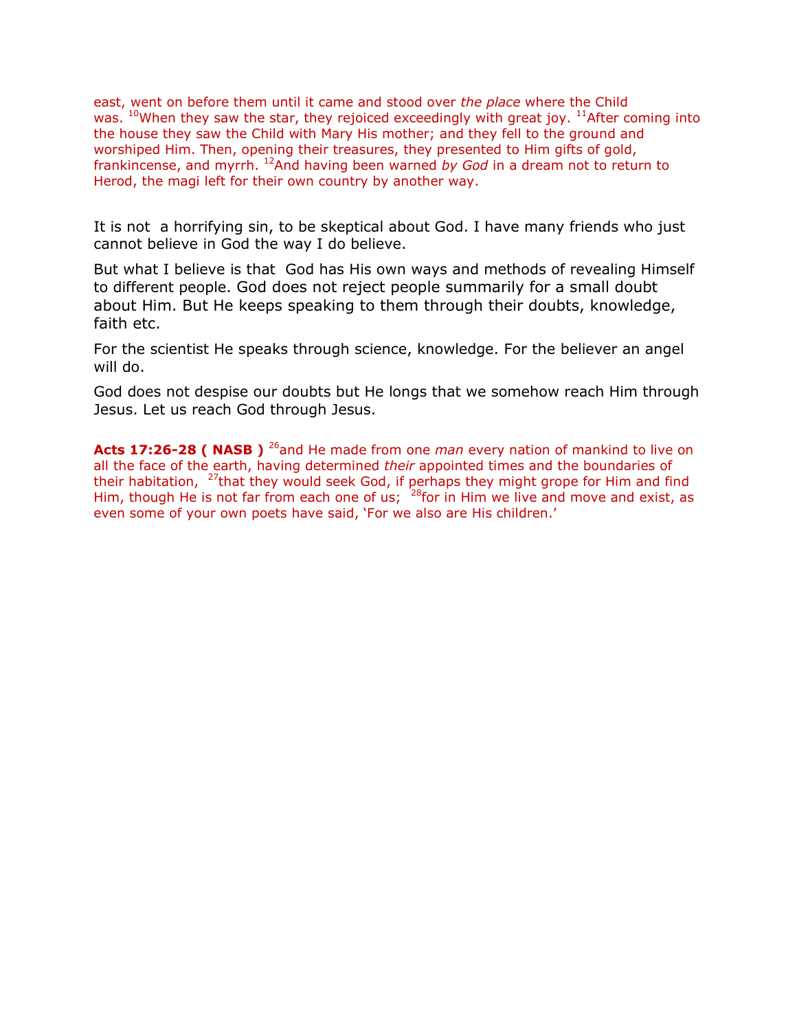east, went on before them until it came and stood over *the place* where the Child was. [10]When they saw the star, they rejoiced exceedingly with great joy. [11]After coming into the house they saw the Child with Mary His mother; and they fell to the ground and worshiped Him. Then, opening their treasures, they presented to Him gifts of gold, frankincense, and myrrh. [12]And having been warned *by God* in a dream not to return to Herod, the magi left for their own country by another way.

It is not  a horrifying sin, to be skeptical about God. I have many friends who just cannot believe in God the way I do believe.

But what I believe is that  God has His own ways and methods of revealing Himself to different people. God does not reject people summarily for a small doubt about Him. But He keeps speaking to them through their doubts, knowledge, faith etc.

For the scientist He speaks through science, knowledge. For the believer an angel will do.

God does not despise our doubts but He longs that we somehow reach Him through Jesus. Let us reach God through Jesus.

**Acts 17:26-28 ( NASB )** [26]and He made from one *man* every nation of mankind to live on all the face of the earth, having determined *their* appointed times and the boundaries of their habitation, [27]that they would seek God, if perhaps they might grope for Him and find Him, though He is not far from each one of us; [28]for in Him we live and move and exist, as even some of your own poets have said, 'For we also are His children.'